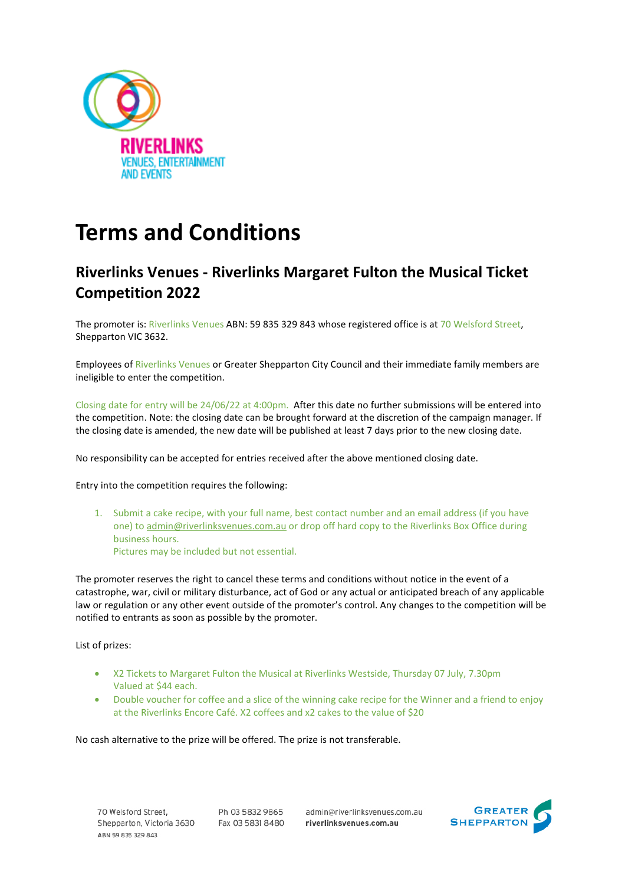# Terms and Conditions

## Riverlinks Venues - Riverlinks Margaret Fulton the Musical Ticket Competition 2022

The promoter is: Riverlinks Venues ABN: 59 835 329 843 whose registered office is at 70 Welsford Street, Shepparton VIC 3632.

Employees of Riverlinks Venues or Greater Shepparton City Council and their immediate family members are ineligible to enter the competition.

Closing date for entry will be 24/06/22 at 4:00pm. After this date no further submissions will be entered into the competition. Note: the closing date can be brought forward at the discretion of the campaign manager. If the closing date is amended, the new date will be published at least 7 days prior to the new closing date.

No responsibility can be accepted for entries received after the above mentioned closing date.

Entry into the competition requires the following:

1. Submit a cake recipe, with your full name, best contact number and an email address (if you have one) to admin@riverlinksvenues.com.au or drop off hard copy to the Riverlinks Box Office during business hours.
   Pictures may be included but not essential.

The promoter reserves the right to cancel these terms and conditions without notice in the event of a catastrophe, war, civil or military disturbance, act of God or any actual or anticipated breach of any applicable law or regulation or any other event outside of the promoter's control. Any changes to the competition will be notified to entrants as soon as possible by the promoter.

List of prizes:

- X2 Tickets to Margaret Fulton the Musical at Riverlinks Westside, Thursday 07 July, 7.30pm
  Valued at $44 each.
- Double voucher for coffee and a slice of the winning cake recipe for the Winner and a friend to enjoy at the Riverlinks Encore Café. X2 coffees and x2 cakes to the value of $20

No cash alternative to the prize will be offered. The prize is not transferable.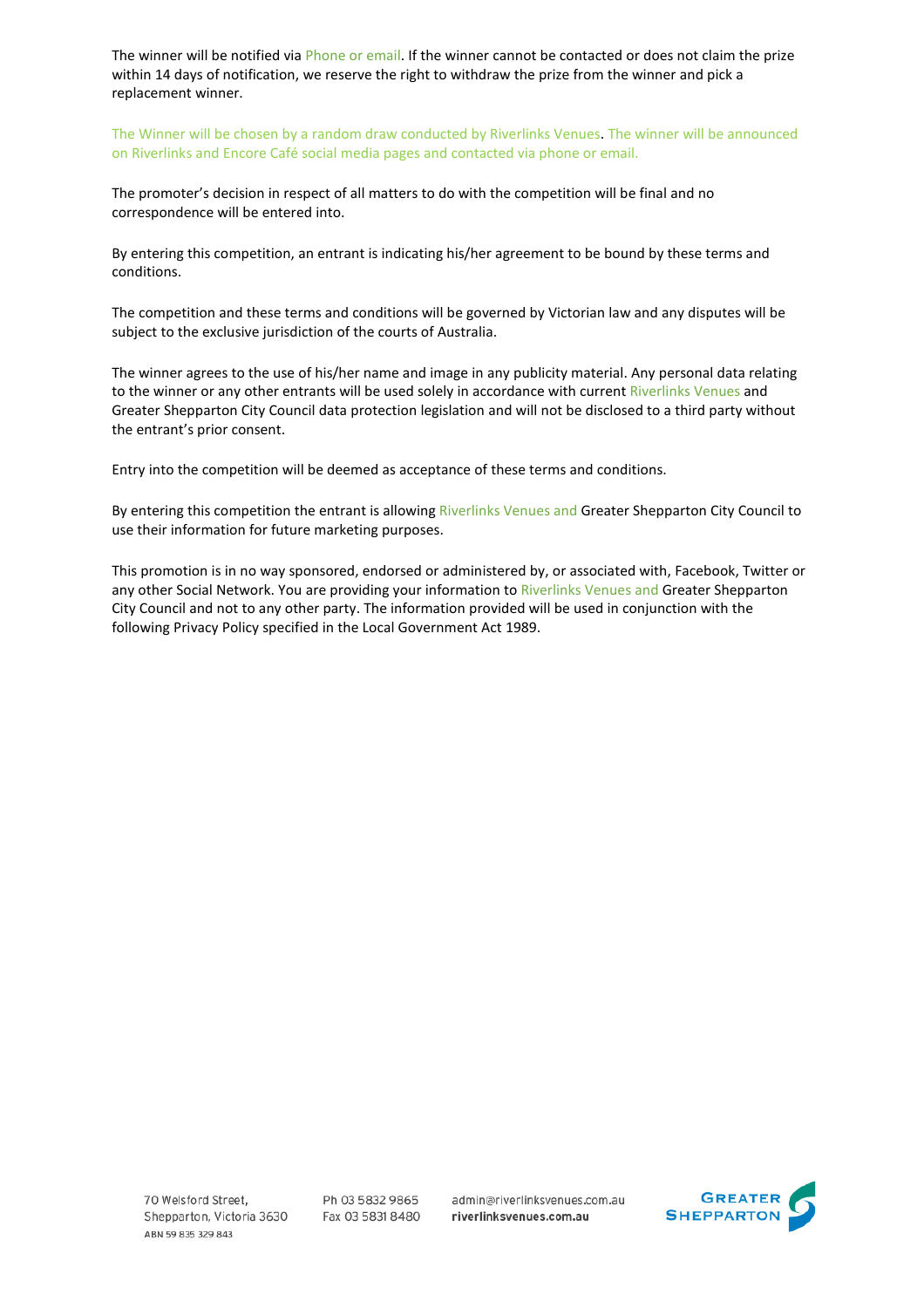The winner will be notified via Phone or email. If the winner cannot be contacted or does not claim the prize within 14 days of notification, we reserve the right to withdraw the prize from the winner and pick a replacement winner.

The Winner will be chosen by a random draw conducted by Riverlinks Venues. The winner will be announced on Riverlinks and Encore Café social media pages and contacted via phone or email.

The promoter's decision in respect of all matters to do with the competition will be final and no correspondence will be entered into.

By entering this competition, an entrant is indicating his/her agreement to be bound by these terms and conditions.

The competition and these terms and conditions will be governed by Victorian law and any disputes will be subject to the exclusive jurisdiction of the courts of Australia.

The winner agrees to the use of his/her name and image in any publicity material. Any personal data relating to the winner or any other entrants will be used solely in accordance with current Riverlinks Venues and Greater Shepparton City Council data protection legislation and will not be disclosed to a third party without the entrant's prior consent.

Entry into the competition will be deemed as acceptance of these terms and conditions.

By entering this competition the entrant is allowing Riverlinks Venues and Greater Shepparton City Council to use their information for future marketing purposes.

This promotion is in no way sponsored, endorsed or administered by, or associated with, Facebook, Twitter or any other Social Network. You are providing your information to Riverlinks Venues and Greater Shepparton City Council and not to any other party. The information provided will be used in conjunction with the following Privacy Policy specified in the Local Government Act 1989.